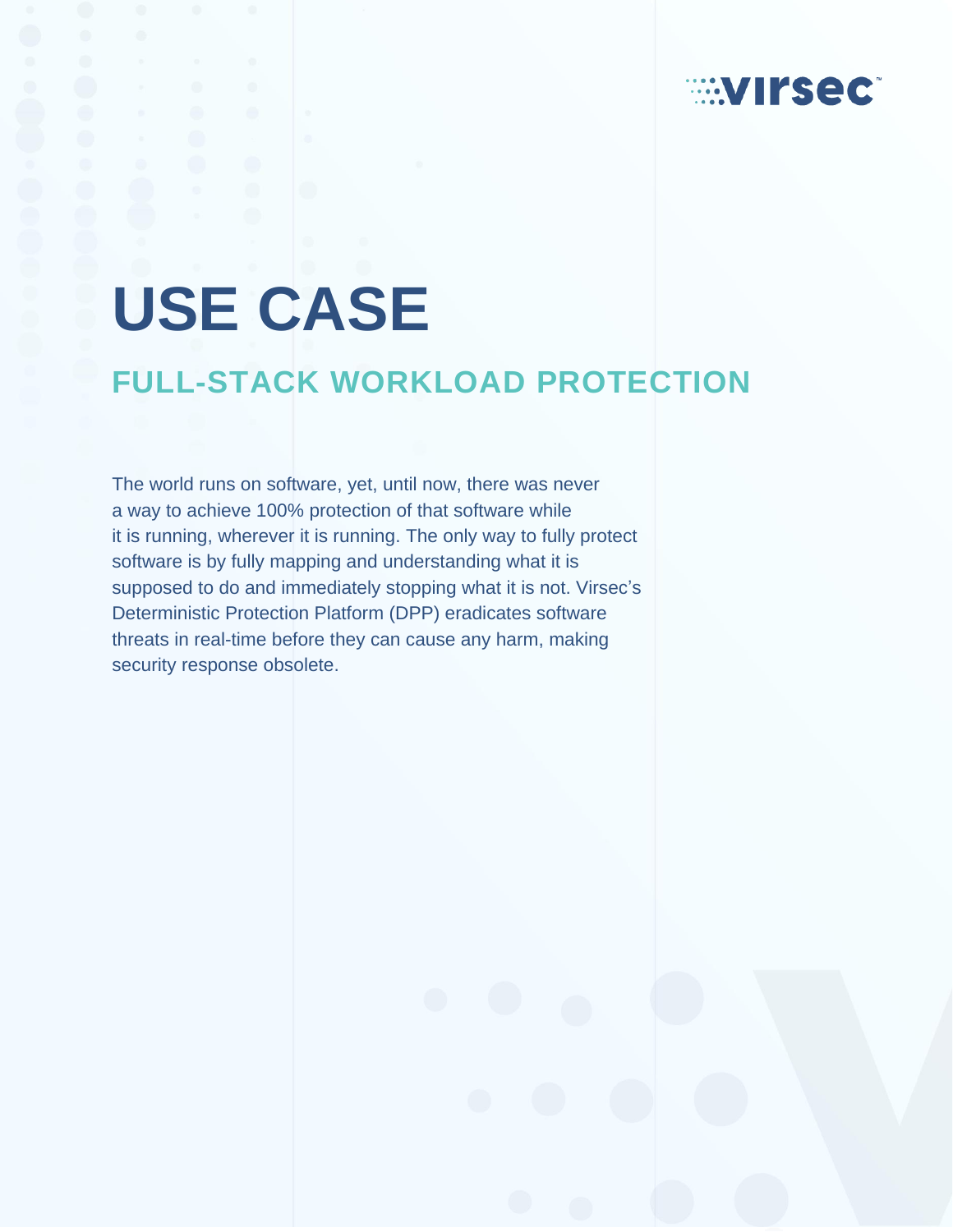# USE CASE

## FULL-STACK WORKLOAD PROTECTION

The world runs on software, yet, until now, there was never a way to achieve 100% protection of that software while it is running, wherever it is running. The only way to fully protect software is by fully mapping and understanding what it is supposed to do and immediately stopping what it is not. Virsec's Deterministic Protection Platform (DPP) eradicates software threats in real-time before they can cause any harm, making security response obsolete.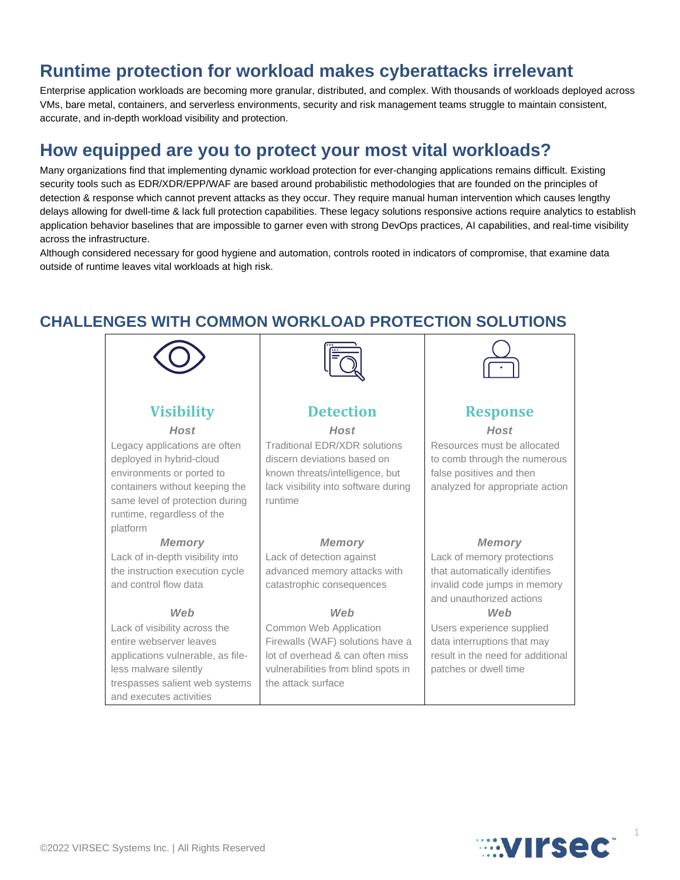## Runtime protection for workload makes cyberattacks irrelevant

Enterprise application workloads are becoming more granular, distributed, and complex. With thousands of workloads deployed across VMs, bare metal, containers, and serverless environments, security and risk management teams struggle to maintain consistent, accurate, and in-depth workload visibility and protection.

## How equipped are you to protect your most vital workloads?

Many organizations find that implementing dynamic workload protection for ever-changing applications remains difficult. Existing security tools such as EDR/XDR/EPP/WAF are based around probabilistic methodologies that are founded on the principles of detection & response which cannot prevent attacks as they occur. They require manual human intervention which causes lengthy delays allowing for dwell-time & lack full protection capabilities. These legacy solutions responsive actions require analytics to establish application behavior baselines that are impossible to garner even with strong DevOps practices, AI capabilities, and real-time visibility across the infrastructure.

Although considered necessary for good hygiene and automation, controls rooted in indicators of compromise, that examine data outside of runtime leaves vital workloads at high risk.

### CHALLENGES WITH COMMON WORKLOAD PROTECTION SOLUTIONS

| Visibility | Detection | Response |
| --- | --- | --- |
| ***Host*** | ***Host*** | ***Host*** |
| Legacy applications are often deployed in hybrid-cloud environments or ported to containers without keeping the same level of protection during runtime, regardless of the platform | Traditional EDR/XDR solutions discern deviations based on known threats/intelligence, but lack visibility into software during runtime | Resources must be allocated to comb through the numerous false positives and then analyzed for appropriate action |
| ***Memory*** | ***Memory*** | ***Memory*** |
| Lack of in-depth visibility into the instruction execution cycle and control flow data | Lack of detection against advanced memory attacks with catastrophic consequences | Lack of memory protections that automatically identifies invalid code jumps in memory and unauthorized actions |
| ***Web*** | ***Web*** | ***Web*** |
| Lack of visibility across the entire webserver leaves applications vulnerable, as file-less malware silently trespasses salient web systems and executes activities | Common Web Application Firewalls (WAF) solutions have a lot of overhead & can often miss vulnerabilities from blind spots in the attack surface | Users experience supplied data interruptions that may result in the need for additional patches or dwell time |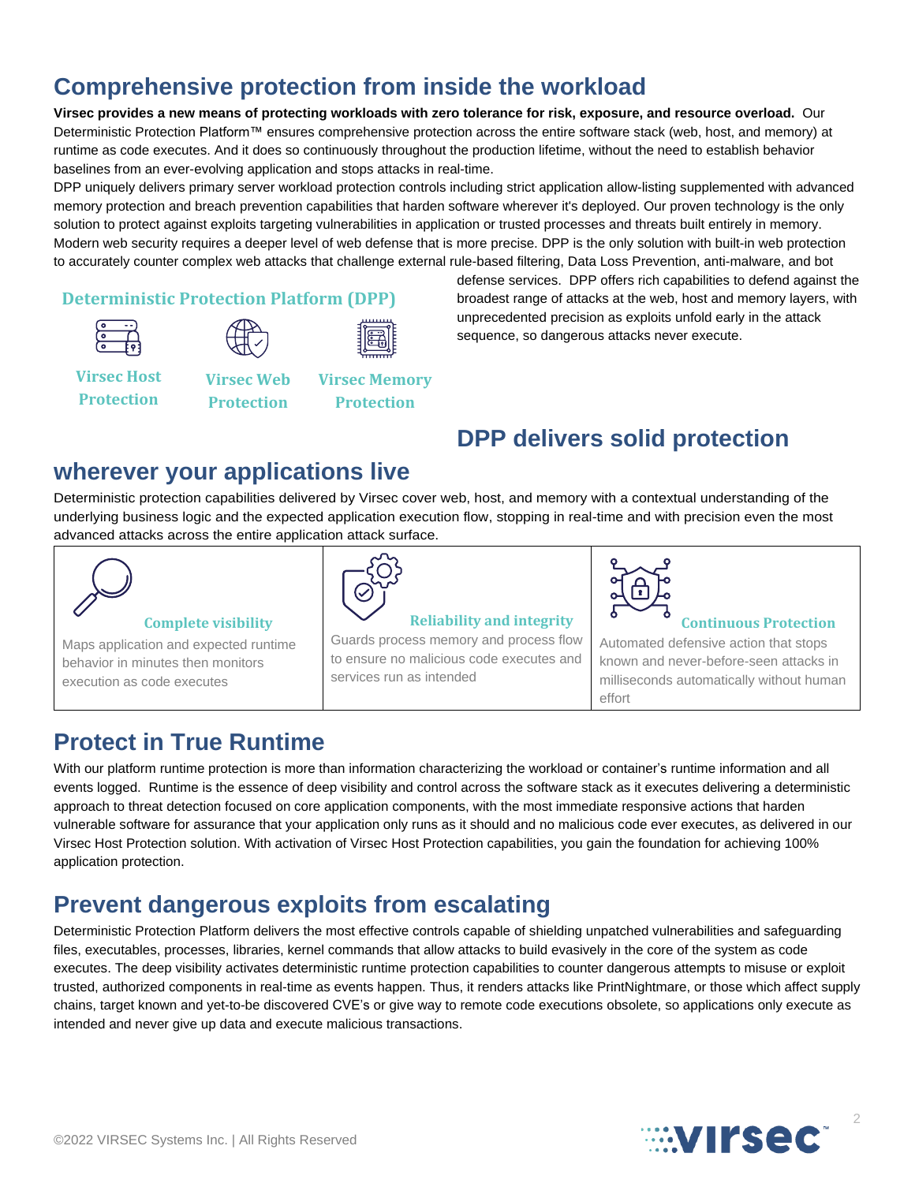# Comprehensive protection from inside the workload

**Virsec provides a new means of protecting workloads with zero tolerance for risk, exposure, and resource overload.** Our Deterministic Protection Platform™ ensures comprehensive protection across the entire software stack (web, host, and memory) at runtime as code executes. And it does so continuously throughout the production lifetime, without the need to establish behavior baselines from an ever-evolving application and stops attacks in real-time.

DPP uniquely delivers primary server workload protection controls including strict application allow-listing supplemented with advanced memory protection and breach prevention capabilities that harden software wherever it's deployed. Our proven technology is the only solution to protect against exploits targeting vulnerabilities in application or trusted processes and threats built entirely in memory.

Modern web security requires a deeper level of web defense that is more precise. DPP is the only solution with built-in web protection to accurately counter complex web attacks that challenge external rule-based filtering, Data Loss Prevention, anti-malware, and bot defense services. DPP offers rich capabilities to defend against the broadest range of attacks at the web, host and memory layers, with unprecedented precision as exploits unfold early in the attack sequence, so dangerous attacks never execute.

### Deterministic Protection Platform (DPP)

Virsec Host Protection | Virsec Web Protection | Virsec Memory Protection

## DPP delivers solid protection wherever your applications live

Deterministic protection capabilities delivered by Virsec cover web, host, and memory with a contextual understanding of the underlying business logic and the expected application execution flow, stopping in real-time and with precision even the most advanced attacks across the entire application attack surface.

| Complete visibility | Reliability and integrity | Continuous Protection |
|---|---|---|
| Maps application and expected runtime behavior in minutes then monitors execution as code executes | Guards process memory and process flow to ensure no malicious code executes and services run as intended | Automated defensive action that stops known and never-before-seen attacks in milliseconds automatically without human effort |

# Protect in True Runtime

With our platform runtime protection is more than information characterizing the workload or container's runtime information and all events logged. Runtime is the essence of deep visibility and control across the software stack as it executes delivering a deterministic approach to threat detection focused on core application components, with the most immediate responsive actions that harden vulnerable software for assurance that your application only runs as it should and no malicious code ever executes, as delivered in our Virsec Host Protection solution. With activation of Virsec Host Protection capabilities, you gain the foundation for achieving 100% application protection.

# Prevent dangerous exploits from escalating

Deterministic Protection Platform delivers the most effective controls capable of shielding unpatched vulnerabilities and safeguarding files, executables, processes, libraries, kernel commands that allow attacks to build evasively in the core of the system as code executes. The deep visibility activates deterministic runtime protection capabilities to counter dangerous attempts to misuse or exploit trusted, authorized components in real-time as events happen. Thus, it renders attacks like PrintNightmare, or those which affect supply chains, target known and yet-to-be discovered CVE's or give way to remote code executions obsolete, so applications only execute as intended and never give up data and execute malicious transactions.

©2022 VIRSEC Systems Inc. | All Rights Reserved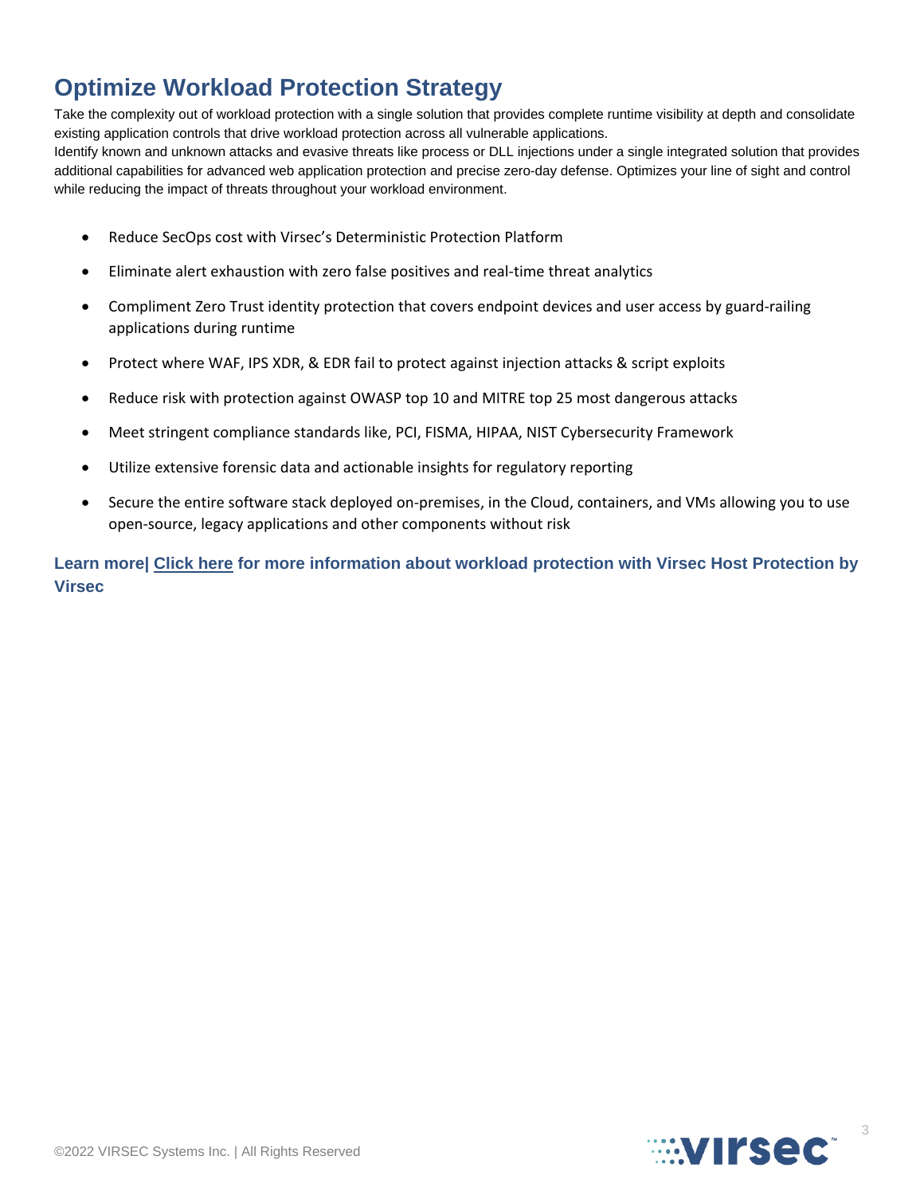## Optimize Workload Protection Strategy

Take the complexity out of workload protection with a single solution that provides complete runtime visibility at depth and consolidate existing application controls that drive workload protection across all vulnerable applications.
Identify known and unknown attacks and evasive threats like process or DLL injections under a single integrated solution that provides additional capabilities for advanced web application protection and precise zero-day defense. Optimizes your line of sight and control while reducing the impact of threats throughout your workload environment.

- Reduce SecOps cost with Virsec's Deterministic Protection Platform
- Eliminate alert exhaustion with zero false positives and real-time threat analytics
- Compliment Zero Trust identity protection that covers endpoint devices and user access by guard-railing applications during runtime
- Protect where WAF, IPS XDR, & EDR fail to protect against injection attacks & script exploits
- Reduce risk with protection against OWASP top 10 and MITRE top 25 most dangerous attacks
- Meet stringent compliance standards like, PCI, FISMA, HIPAA, NIST Cybersecurity Framework
- Utilize extensive forensic data and actionable insights for regulatory reporting
- Secure the entire software stack deployed on-premises, in the Cloud, containers, and VMs allowing you to use open-source, legacy applications and other components without risk

**Learn more| Click here for more information about workload protection with Virsec Host Protection by Virsec**

©2022 VIRSEC Systems Inc. | All Rights Reserved